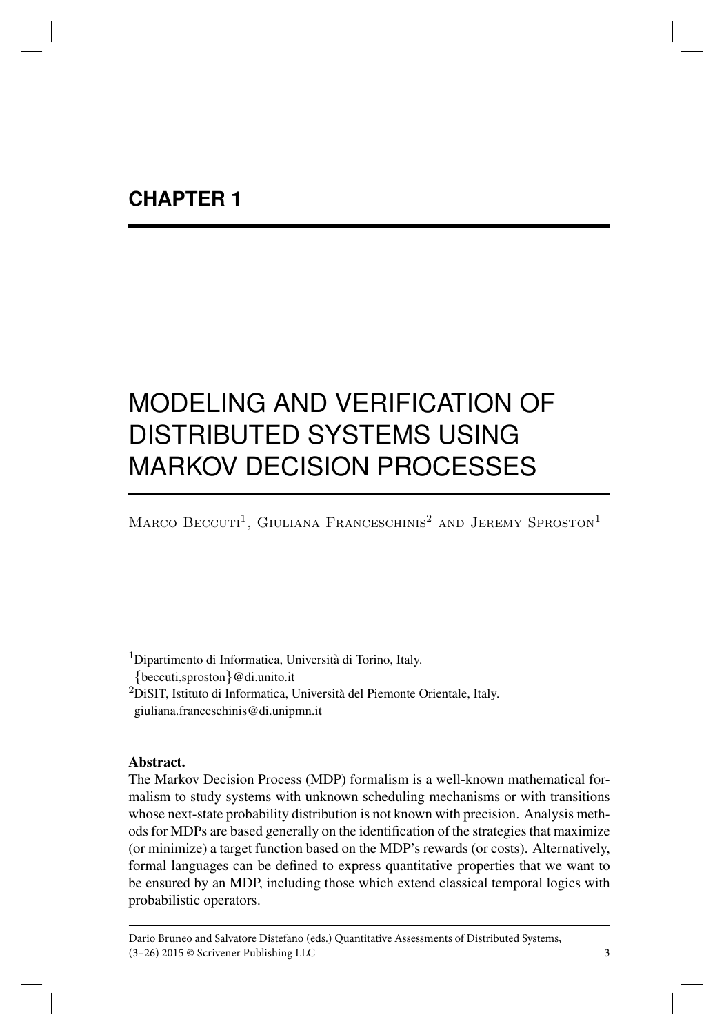# CHAPTER 1

# MODELING AND VERIFICATION OF DISTRIBUTED SYSTEMS USING MARKOV DECISION PROCESSES

Marco Beccuti[1], Giuliana Franceschinis[2] and Jeremy Sproston[1]

[1]Dipartimento di Informatica, Università di Torino, Italy.
{beccuti,sproston}@di.unito.it
[2]DiSIT, Istituto di Informatica, Università del Piemonte Orientale, Italy.
giuliana.franceschinis@di.unipmn.it

**Abstract.**
The Markov Decision Process (MDP) formalism is a well-known mathematical formalism to study systems with unknown scheduling mechanisms or with transitions whose next-state probability distribution is not known with precision. Analysis methods for MDPs are based generally on the identification of the strategies that maximize (or minimize) a target function based on the MDP's rewards (or costs). Alternatively, formal languages can be defined to express quantitative properties that we want to be ensured by an MDP, including those which extend classical temporal logics with probabilistic operators.

Dario Bruneo and Salvatore Distefano (eds.) Quantitative Assessments of Distributed Systems, (3–26) 2015 © Scrivener Publishing LLC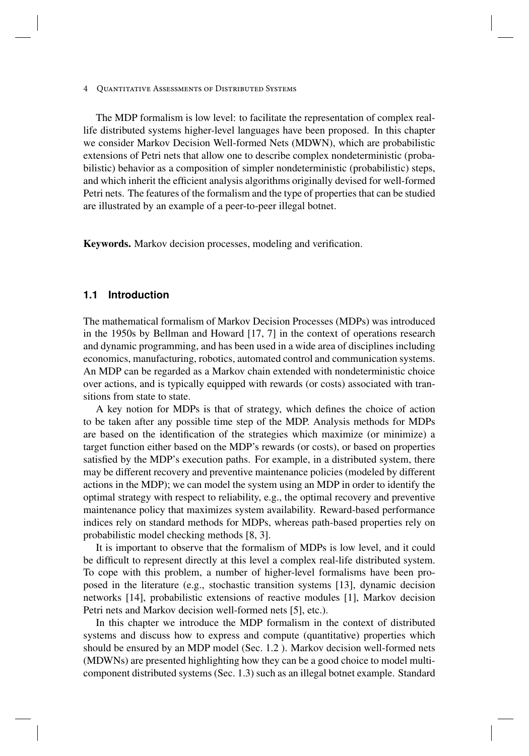The MDP formalism is low level: to facilitate the representation of complex real-life distributed systems higher-level languages have been proposed. In this chapter we consider Markov Decision Well-formed Nets (MDWN), which are probabilistic extensions of Petri nets that allow one to describe complex nondeterministic (probabilistic) behavior as a composition of simpler nondeterministic (probabilistic) steps, and which inherit the efficient analysis algorithms originally devised for well-formed Petri nets. The features of the formalism and the type of properties that can be studied are illustrated by an example of a peer-to-peer illegal botnet.

**Keywords.** Markov decision processes, modeling and verification.

## 1.1 Introduction

The mathematical formalism of Markov Decision Processes (MDPs) was introduced in the 1950s by Bellman and Howard [17, 7] in the context of operations research and dynamic programming, and has been used in a wide area of disciplines including economics, manufacturing, robotics, automated control and communication systems. An MDP can be regarded as a Markov chain extended with nondeterministic choice over actions, and is typically equipped with rewards (or costs) associated with transitions from state to state.

A key notion for MDPs is that of strategy, which defines the choice of action to be taken after any possible time step of the MDP. Analysis methods for MDPs are based on the identification of the strategies which maximize (or minimize) a target function either based on the MDP's rewards (or costs), or based on properties satisfied by the MDP's execution paths. For example, in a distributed system, there may be different recovery and preventive maintenance policies (modeled by different actions in the MDP); we can model the system using an MDP in order to identify the optimal strategy with respect to reliability, e.g., the optimal recovery and preventive maintenance policy that maximizes system availability. Reward-based performance indices rely on standard methods for MDPs, whereas path-based properties rely on probabilistic model checking methods [8, 3].

It is important to observe that the formalism of MDPs is low level, and it could be difficult to represent directly at this level a complex real-life distributed system. To cope with this problem, a number of higher-level formalisms have been proposed in the literature (e.g., stochastic transition systems [13], dynamic decision networks [14], probabilistic extensions of reactive modules [1], Markov decision Petri nets and Markov decision well-formed nets [5], etc.).

In this chapter we introduce the MDP formalism in the context of distributed systems and discuss how to express and compute (quantitative) properties which should be ensured by an MDP model (Sec. 1.2 ). Markov decision well-formed nets (MDWNs) are presented highlighting how they can be a good choice to model multi-component distributed systems (Sec. 1.3) such as an illegal botnet example. Standard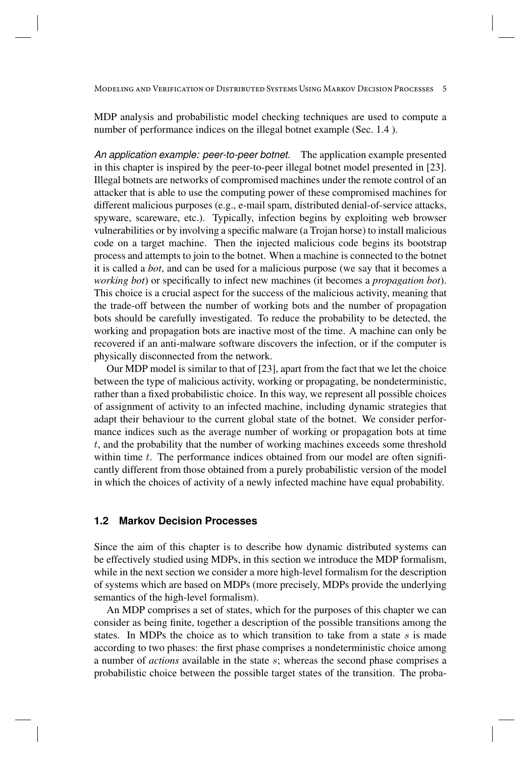MDP analysis and probabilistic model checking techniques are used to compute a number of performance indices on the illegal botnet example (Sec. 1.4 ).

*An application example: peer-to-peer botnet.* The application example presented in this chapter is inspired by the peer-to-peer illegal botnet model presented in [23]. Illegal botnets are networks of compromised machines under the remote control of an attacker that is able to use the computing power of these compromised machines for different malicious purposes (e.g., e-mail spam, distributed denial-of-service attacks, spyware, scareware, etc.). Typically, infection begins by exploiting web browser vulnerabilities or by involving a specific malware (a Trojan horse) to install malicious code on a target machine. Then the injected malicious code begins its bootstrap process and attempts to join to the botnet. When a machine is connected to the botnet it is called a *bot*, and can be used for a malicious purpose (we say that it becomes a *working bot*) or specifically to infect new machines (it becomes a *propagation bot*). This choice is a crucial aspect for the success of the malicious activity, meaning that the trade-off between the number of working bots and the number of propagation bots should be carefully investigated. To reduce the probability to be detected, the working and propagation bots are inactive most of the time. A machine can only be recovered if an anti-malware software discovers the infection, or if the computer is physically disconnected from the network.

Our MDP model is similar to that of [23], apart from the fact that we let the choice between the type of malicious activity, working or propagating, be nondeterministic, rather than a fixed probabilistic choice. In this way, we represent all possible choices of assignment of activity to an infected machine, including dynamic strategies that adapt their behaviour to the current global state of the botnet. We consider performance indices such as the average number of working or propagation bots at time $t$, and the probability that the number of working machines exceeds some threshold within time $t$. The performance indices obtained from our model are often significantly different from those obtained from a purely probabilistic version of the model in which the choices of activity of a newly infected machine have equal probability.

## 1.2 Markov Decision Processes

Since the aim of this chapter is to describe how dynamic distributed systems can be effectively studied using MDPs, in this section we introduce the MDP formalism, while in the next section we consider a more high-level formalism for the description of systems which are based on MDPs (more precisely, MDPs provide the underlying semantics of the high-level formalism).

An MDP comprises a set of states, which for the purposes of this chapter we can consider as being finite, together a description of the possible transitions among the states. In MDPs the choice as to which transition to take from a state $s$ is made according to two phases: the first phase comprises a nondeterministic choice among a number of *actions* available in the state $s$; whereas the second phase comprises a probabilistic choice between the possible target states of the transition. The proba-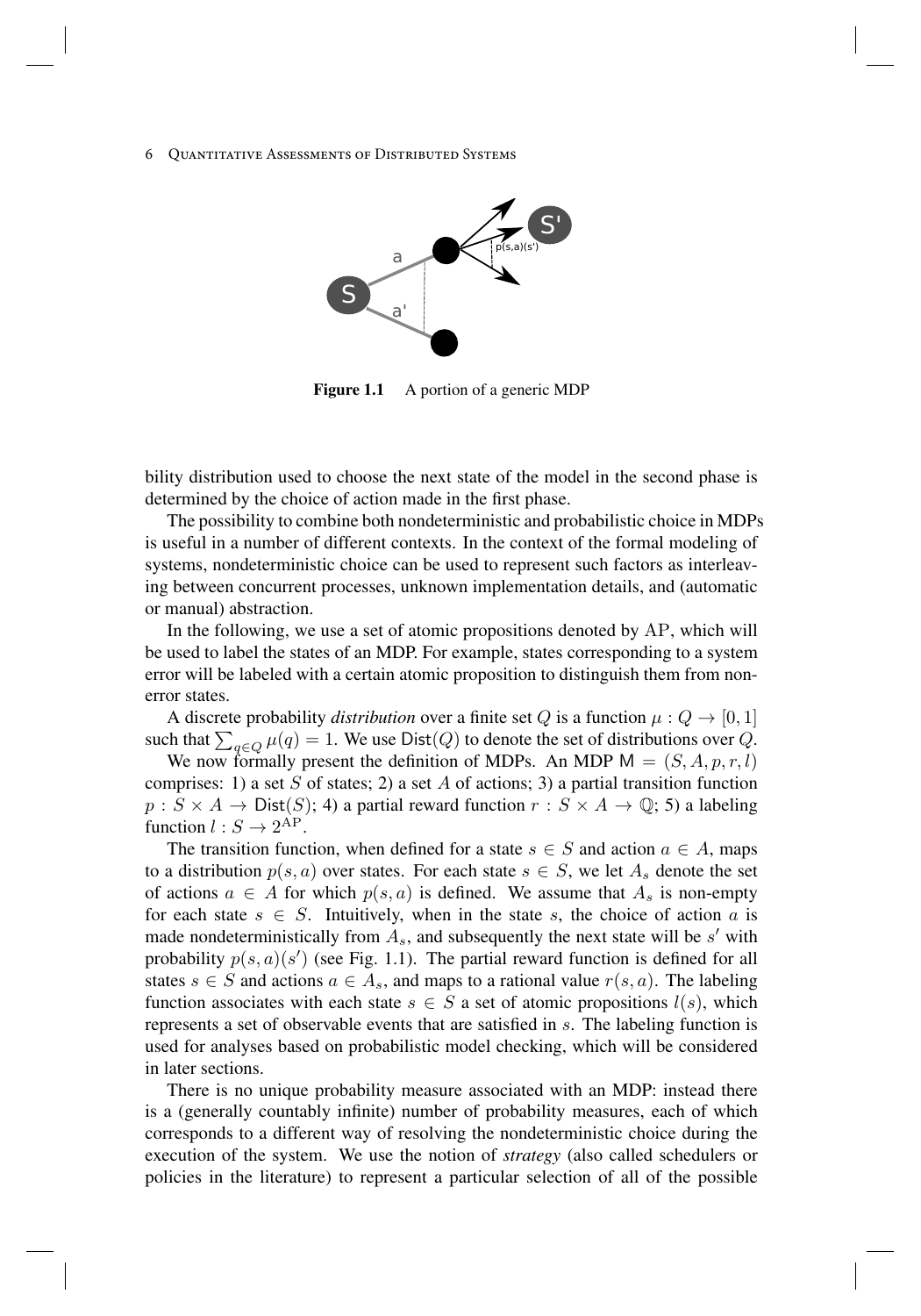Figure 1.1 A portion of a generic MDP

bility distribution used to choose the next state of the model in the second phase is determined by the choice of action made in the first phase.

The possibility to combine both nondeterministic and probabilistic choice in MDPs is useful in a number of different contexts. In the context of the formal modeling of systems, nondeterministic choice can be used to represent such factors as interleaving between concurrent processes, unknown implementation details, and (automatic or manual) abstraction.

In the following, we use a set of atomic propositions denoted by $\mathrm{AP}$, which will be used to label the states of an MDP. For example, states corresponding to a system error will be labeled with a certain atomic proposition to distinguish them from non-error states.

A discrete probability *distribution* over a finite set $Q$ is a function $\mu : Q \to [0, 1]$ such that $\sum_{q \in Q} \mu(q) = 1$. We use $\mathsf{Dist}(Q)$ to denote the set of distributions over $Q$.

We now formally present the definition of MDPs. An MDP $\mathsf{M} = (S, A, p, r, l)$ comprises: 1) a set $S$ of states; 2) a set $A$ of actions; 3) a partial transition function $p : S \times A \to \mathsf{Dist}(S)$; 4) a partial reward function $r : S \times A \to \mathbb{Q}$; 5) a labeling function $l : S \to 2^{\mathrm{AP}}$.

The transition function, when defined for a state $s \in S$ and action $a \in A$, maps to a distribution $p(s, a)$ over states. For each state $s \in S$, we let $A_s$ denote the set of actions $a \in A$ for which $p(s, a)$ is defined. We assume that $A_s$ is non-empty for each state $s \in S$. Intuitively, when in the state $s$, the choice of action $a$ is made nondeterministically from $A_s$, and subsequently the next state will be $s'$ with probability $p(s, a)(s')$ (see Fig. 1.1). The partial reward function is defined for all states $s \in S$ and actions $a \in A_s$, and maps to a rational value $r(s, a)$. The labeling function associates with each state $s \in S$ a set of atomic propositions $l(s)$, which represents a set of observable events that are satisfied in $s$. The labeling function is used for analyses based on probabilistic model checking, which will be considered in later sections.

There is no unique probability measure associated with an MDP: instead there is a (generally countably infinite) number of probability measures, each of which corresponds to a different way of resolving the nondeterministic choice during the execution of the system. We use the notion of *strategy* (also called schedulers or policies in the literature) to represent a particular selection of all of the possible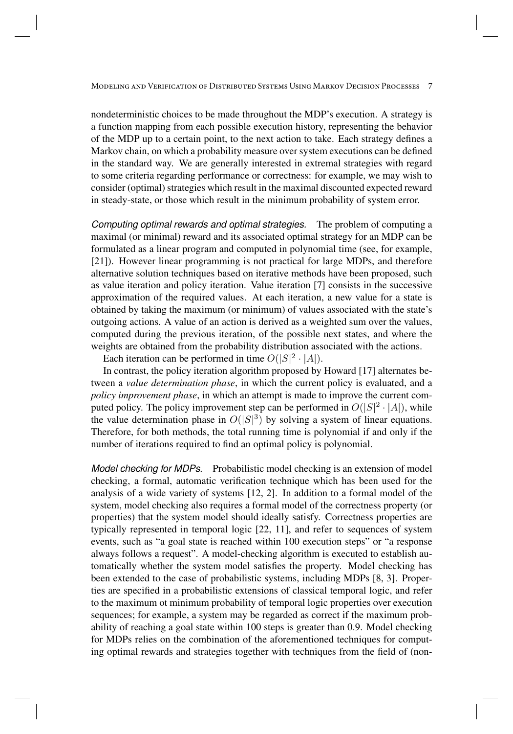nondeterministic choices to be made throughout the MDP's execution. A strategy is a function mapping from each possible execution history, representing the behavior of the MDP up to a certain point, to the next action to take. Each strategy defines a Markov chain, on which a probability measure over system executions can be defined in the standard way. We are generally interested in extremal strategies with regard to some criteria regarding performance or correctness: for example, we may wish to consider (optimal) strategies which result in the maximal discounted expected reward in steady-state, or those which result in the minimum probability of system error.

*Computing optimal rewards and optimal strategies.* The problem of computing a maximal (or minimal) reward and its associated optimal strategy for an MDP can be formulated as a linear program and computed in polynomial time (see, for example, [21]). However linear programming is not practical for large MDPs, and therefore alternative solution techniques based on iterative methods have been proposed, such as value iteration and policy iteration. Value iteration [7] consists in the successive approximation of the required values. At each iteration, a new value for a state is obtained by taking the maximum (or minimum) of values associated with the state's outgoing actions. A value of an action is derived as a weighted sum over the values, computed during the previous iteration, of the possible next states, and where the weights are obtained from the probability distribution associated with the actions.

Each iteration can be performed in time $O(|S|^2 \cdot |A|)$.

In contrast, the policy iteration algorithm proposed by Howard [17] alternates between a *value determination phase*, in which the current policy is evaluated, and a *policy improvement phase*, in which an attempt is made to improve the current computed policy. The policy improvement step can be performed in $O(|S|^2 \cdot |A|)$, while the value determination phase in $O(|S|^3)$ by solving a system of linear equations. Therefore, for both methods, the total running time is polynomial if and only if the number of iterations required to find an optimal policy is polynomial.

*Model checking for MDPs.* Probabilistic model checking is an extension of model checking, a formal, automatic verification technique which has been used for the analysis of a wide variety of systems [12, 2]. In addition to a formal model of the system, model checking also requires a formal model of the correctness property (or properties) that the system model should ideally satisfy. Correctness properties are typically represented in temporal logic [22, 11], and refer to sequences of system events, such as "a goal state is reached within 100 execution steps" or "a response always follows a request". A model-checking algorithm is executed to establish automatically whether the system model satisfies the property. Model checking has been extended to the case of probabilistic systems, including MDPs [8, 3]. Properties are specified in a probabilistic extensions of classical temporal logic, and refer to the maximum ot minimum probability of temporal logic properties over execution sequences; for example, a system may be regarded as correct if the maximum probability of reaching a goal state within 100 steps is greater than 0.9. Model checking for MDPs relies on the combination of the aforementioned techniques for computing optimal rewards and strategies together with techniques from the field of (non-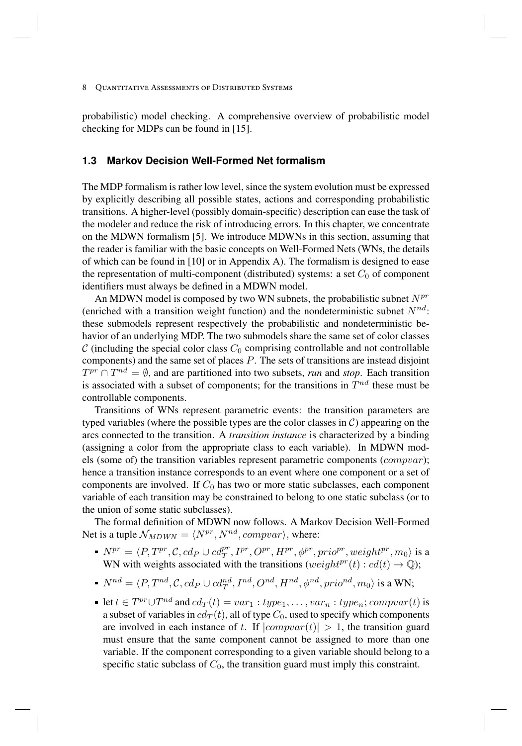probabilistic) model checking. A comprehensive overview of probabilistic model checking for MDPs can be found in [15].

### 1.3 Markov Decision Well-Formed Net formalism

The MDP formalism is rather low level, since the system evolution must be expressed by explicitly describing all possible states, actions and corresponding probabilistic transitions. A higher-level (possibly domain-specific) description can ease the task of the modeler and reduce the risk of introducing errors. In this chapter, we concentrate on the MDWN formalism [5]. We introduce MDWNs in this section, assuming that the reader is familiar with the basic concepts on Well-Formed Nets (WNs, the details of which can be found in [10] or in Appendix A). The formalism is designed to ease the representation of multi-component (distributed) systems: a set $C_0$ of component identifiers must always be defined in a MDWN model.

An MDWN model is composed by two WN subnets, the probabilistic subnet $N^{pr}$ (enriched with a transition weight function) and the nondeterministic subnet $N^{nd}$: these submodels represent respectively the probabilistic and nondeterministic behavior of an underlying MDP. The two submodels share the same set of color classes $\mathcal{C}$ (including the special color class $C_0$ comprising controllable and not controllable components) and the same set of places $P$. The sets of transitions are instead disjoint $T^{pr} \cap T^{nd} = \emptyset$, and are partitioned into two subsets, *run* and *stop*. Each transition is associated with a subset of components; for the transitions in $T^{nd}$ these must be controllable components.

Transitions of WNs represent parametric events: the transition parameters are typed variables (where the possible types are the color classes in $\mathcal{C}$) appearing on the arcs connected to the transition. A *transition instance* is characterized by a binding (assigning a color from the appropriate class to each variable). In MDWN models (some of) the transition variables represent parametric components ($compvar$); hence a transition instance corresponds to an event where one component or a set of components are involved. If $C_0$ has two or more static subclasses, each component variable of each transition may be constrained to belong to one static subclass (or to the union of some static subclasses).

The formal definition of MDWN now follows. A Markov Decision Well-Formed Net is a tuple $\mathcal{N}_{MDWN} = \langle N^{pr}, N^{nd}, compvar \rangle$, where:

- $N^{pr} = \langle P, T^{pr}, \mathcal{C}, cd_P \cup cd_T^{pr}, I^{pr}, O^{pr}, H^{pr}, \phi^{pr}, prio^{pr}, weight^{pr}, m_0 \rangle$ is a WN with weights associated with the transitions ($weight^{pr}(t) : cd(t) \to \mathbb{Q}$);
- $N^{nd} = \langle P, T^{nd}, \mathcal{C}, cd_P \cup cd_T^{nd}, I^{nd}, O^{nd}, H^{nd}, \phi^{nd}, prio^{nd}, m_0 \rangle$ is a WN;
- let $t \in T^{pr} \cup T^{nd}$ and $cd_T(t) = var_1 : type_1, \ldots, var_n : type_n$; $compvar(t)$ is a subset of variables in $cd_T(t)$, all of type $C_0$, used to specify which components are involved in each instance of $t$. If $|compvar(t)| > 1$, the transition guard must ensure that the same component cannot be assigned to more than one variable. If the component corresponding to a given variable should belong to a specific static subclass of $C_0$, the transition guard must imply this constraint.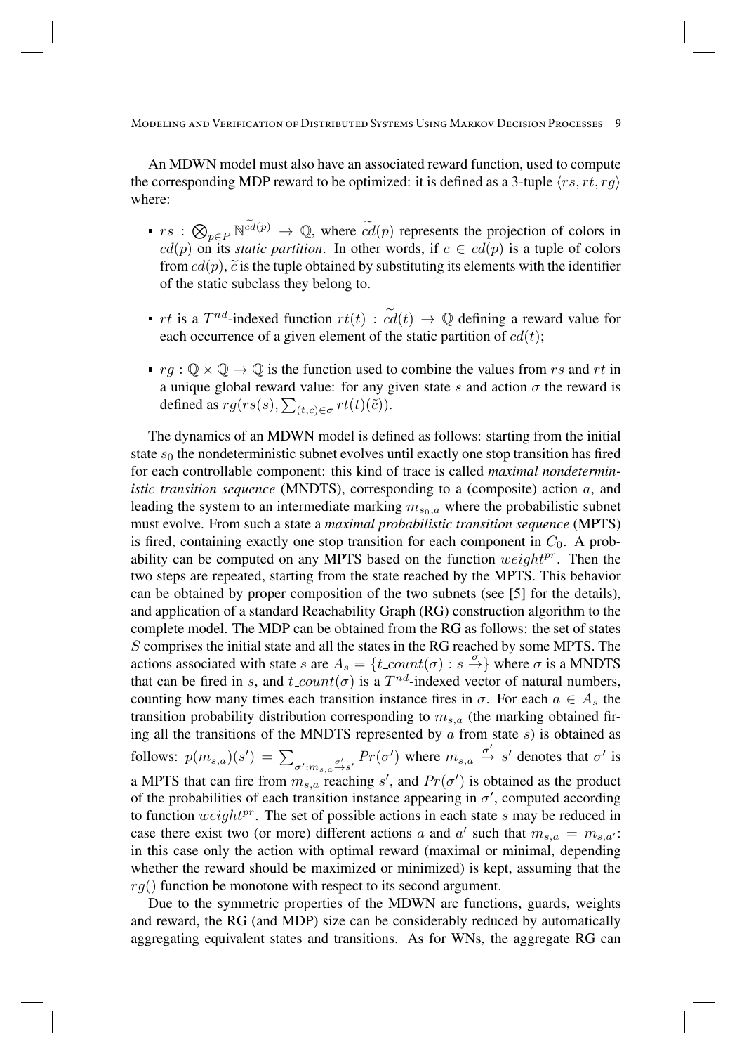An MDWN model must also have an associated reward function, used to compute the corresponding MDP reward to be optimized: it is defined as a 3-tuple $\langle rs, rt, rg \rangle$ where:

- $rs : \bigotimes_{p \in P} \mathbb{N}^{\widetilde{cd}(p)} \rightarrow \mathbb{Q}$, where $\widetilde{cd}(p)$ represents the projection of colors in $cd(p)$ on its *static partition*. In other words, if $c \in cd(p)$ is a tuple of colors from $cd(p)$, $\widetilde{c}$ is the tuple obtained by substituting its elements with the identifier of the static subclass they belong to.

- $rt$ is a $T^{nd}$-indexed function $rt(t) : \widetilde{cd}(t) \rightarrow \mathbb{Q}$ defining a reward value for each occurrence of a given element of the static partition of $cd(t)$;

- $rg : \mathbb{Q} \times \mathbb{Q} \rightarrow \mathbb{Q}$ is the function used to combine the values from $rs$ and $rt$ in a unique global reward value: for any given state $s$ and action $\sigma$ the reward is defined as $rg(rs(s), \sum_{(t,c) \in \sigma} rt(t)(\tilde{c}))$.

The dynamics of an MDWN model is defined as follows: starting from the initial state $s_0$ the nondeterministic subnet evolves until exactly one stop transition has fired for each controllable component: this kind of trace is called *maximal nondeterministic transition sequence* (MNDTS), corresponding to a (composite) action $a$, and leading the system to an intermediate marking $m_{s_0,a}$ where the probabilistic subnet must evolve. From such a state a *maximal probabilistic transition sequence* (MPTS) is fired, containing exactly one stop transition for each component in $C_0$. A probability can be computed on any MPTS based on the function $weight^{pr}$. Then the two steps are repeated, starting from the state reached by the MPTS. This behavior can be obtained by proper composition of the two subnets (see [5] for the details), and application of a standard Reachability Graph (RG) construction algorithm to the complete model. The MDP can be obtained from the RG as follows: the set of states $S$ comprises the initial state and all the states in the RG reached by some MPTS. The actions associated with state $s$ are $A_s = \{t\_count(\sigma) : s \xrightarrow{\sigma}\}$ where $\sigma$ is a MNDTS that can be fired in $s$, and $t\_count(\sigma)$ is a $T^{nd}$-indexed vector of natural numbers, counting how many times each transition instance fires in $\sigma$. For each $a \in A_s$ the transition probability distribution corresponding to $m_{s,a}$ (the marking obtained firing all the transitions of the MNDTS represented by $a$ from state $s$) is obtained as follows: $p(m_{s,a})(s') = \sum_{\sigma' : m_{s,a} \xrightarrow{\sigma'} s'} Pr(\sigma')$ where $m_{s,a} \xrightarrow{\sigma'} s'$ denotes that $\sigma'$ is a MPTS that can fire from $m_{s,a}$ reaching $s'$, and $Pr(\sigma')$ is obtained as the product of the probabilities of each transition instance appearing in $\sigma'$, computed according to function $weight^{pr}$. The set of possible actions in each state $s$ may be reduced in case there exist two (or more) different actions $a$ and $a'$ such that $m_{s,a} = m_{s,a'}$: in this case only the action with optimal reward (maximal or minimal, depending whether the reward should be maximized or minimized) is kept, assuming that the $rg()$ function be monotone with respect to its second argument.

Due to the symmetric properties of the MDWN arc functions, guards, weights and reward, the RG (and MDP) size can be considerably reduced by automatically aggregating equivalent states and transitions. As for WNs, the aggregate RG can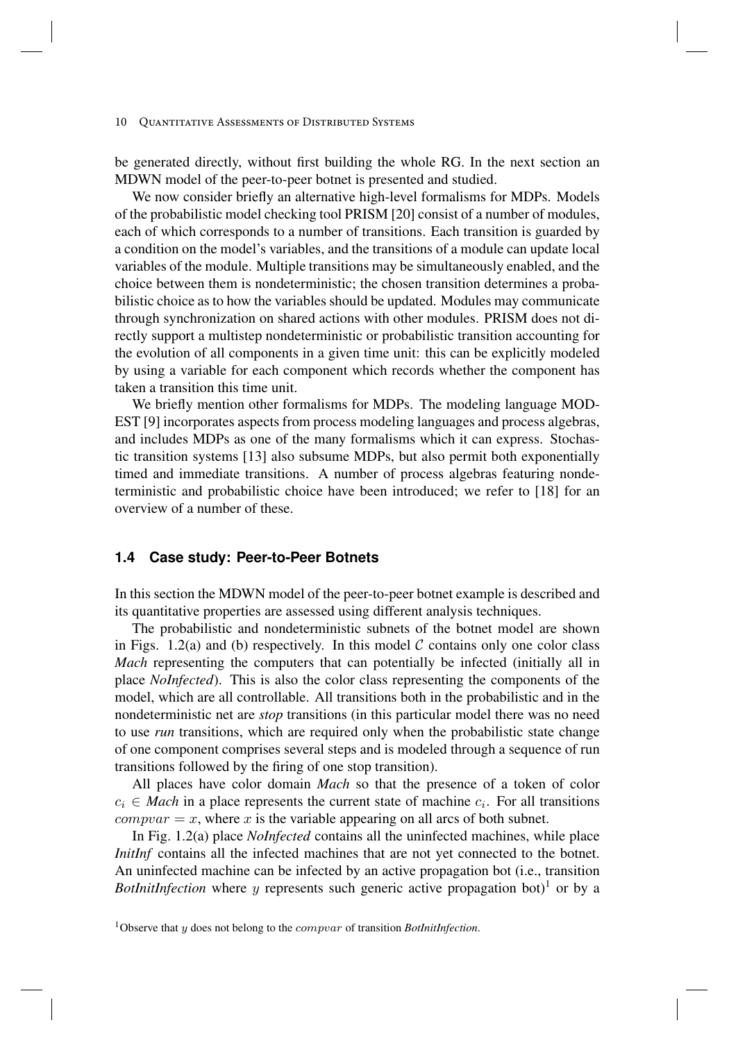be generated directly, without first building the whole RG. In the next section an MDWN model of the peer-to-peer botnet is presented and studied.

We now consider briefly an alternative high-level formalisms for MDPs. Models of the probabilistic model checking tool PRISM [20] consist of a number of modules, each of which corresponds to a number of transitions. Each transition is guarded by a condition on the model's variables, and the transitions of a module can update local variables of the module. Multiple transitions may be simultaneously enabled, and the choice between them is nondeterministic; the chosen transition determines a probabilistic choice as to how the variables should be updated. Modules may communicate through synchronization on shared actions with other modules. PRISM does not directly support a multistep nondeterministic or probabilistic transition accounting for the evolution of all components in a given time unit: this can be explicitly modeled by using a variable for each component which records whether the component has taken a transition this time unit.

We briefly mention other formalisms for MDPs. The modeling language MODEST [9] incorporates aspects from process modeling languages and process algebras, and includes MDPs as one of the many formalisms which it can express. Stochastic transition systems [13] also subsume MDPs, but also permit both exponentially timed and immediate transitions. A number of process algebras featuring nondeterministic and probabilistic choice have been introduced; we refer to [18] for an overview of a number of these.

## 1.4 Case study: Peer-to-Peer Botnets

In this section the MDWN model of the peer-to-peer botnet example is described and its quantitative properties are assessed using different analysis techniques.

The probabilistic and nondeterministic subnets of the botnet model are shown in Figs. 1.2(a) and (b) respectively. In this model $\mathcal{C}$ contains only one color class *Mach* representing the computers that can potentially be infected (initially all in place *NoInfected*). This is also the color class representing the components of the model, which are all controllable. All transitions both in the probabilistic and in the nondeterministic net are ***stop*** transitions (in this particular model there was no need to use *run* transitions, which are required only when the probabilistic state change of one component comprises several steps and is modeled through a sequence of run transitions followed by the firing of one stop transition).

All places have color domain *Mach* so that the presence of a token of color $c_i \in \textit{Mach}$ in a place represents the current state of machine $c_i$. For all transitions $compvar = x$, where $x$ is the variable appearing on all arcs of both subnet.

In Fig. 1.2(a) place *NoInfected* contains all the uninfected machines, while place *InitInf* contains all the infected machines that are not yet connected to the botnet. An uninfected machine can be infected by an active propagation bot (i.e., transition *BotInitInfection* where $y$ represents such generic active propagation bot)[1] or by a

[1] Observe that $y$ does not belong to the $compvar$ of transition *BotInitInfection*.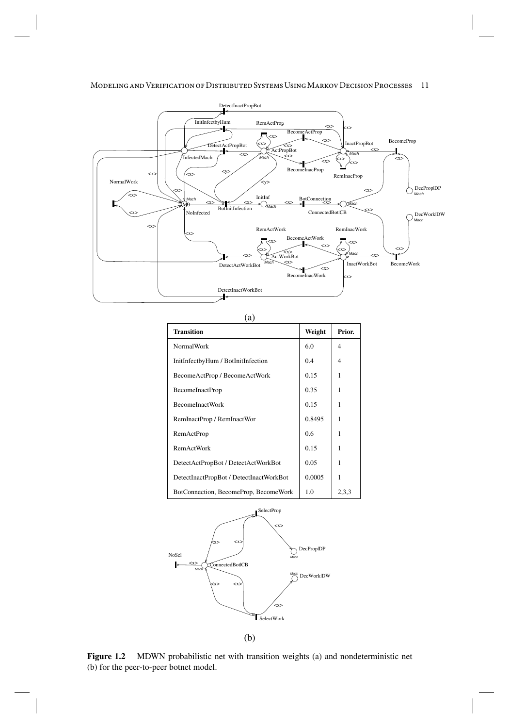(a)

| Transition | Weight | Prior. |
|---|---|---|
| NormalWork | 6.0 | 4 |
| InitInfectbyHum / BotInitInfection | 0.4 | 4 |
| BecomeActProp / BecomeActWork | 0.15 | 1 |
| BecomeInactProp | 0.35 | 1 |
| BecomeInactWork | 0.15 | 1 |
| RemInactProp / RemInactWor | 0.8495 | 1 |
| RemActProp | 0.6 | 1 |
| RemActWork | 0.15 | 1 |
| DetectActPropBot / DetectActWorkBot | 0.05 | 1 |
| DetectInactPropBot / DetectInactWorkBot | 0.0005 | 1 |
| BotConnection, BecomeProp, BecomeWork | 1.0 | 2,3,3 |

(b)

**Figure 1.2** MDWN probabilistic net with transition weights (a) and nondeterministic net (b) for the peer-to-peer botnet model.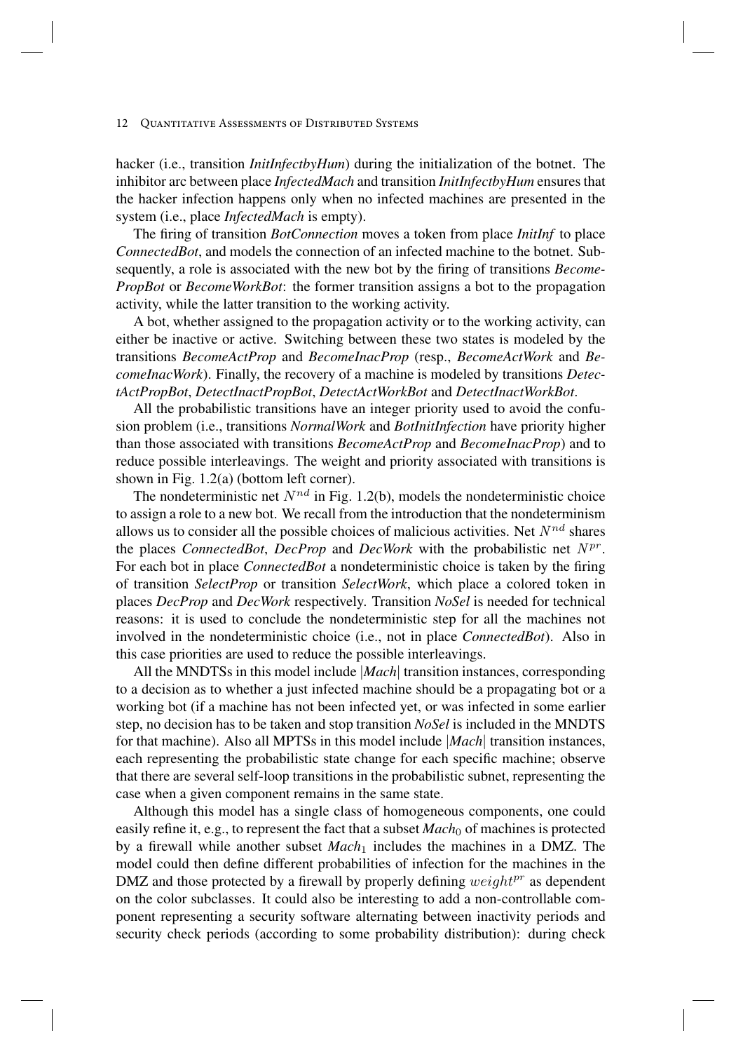hacker (i.e., transition *InitInfectbyHum*) during the initialization of the botnet. The inhibitor arc between place *InfectedMach* and transition *InitInfectbyHum* ensures that the hacker infection happens only when no infected machines are presented in the system (i.e., place *InfectedMach* is empty).

The firing of transition *BotConnection* moves a token from place *InitInf* to place *ConnectedBot*, and models the connection of an infected machine to the botnet. Subsequently, a role is associated with the new bot by the firing of transitions *BecomePropBot* or *BecomeWorkBot*: the former transition assigns a bot to the propagation activity, while the latter transition to the working activity.

A bot, whether assigned to the propagation activity or to the working activity, can either be inactive or active. Switching between these two states is modeled by the transitions *BecomeActProp* and *BecomeInacProp* (resp., *BecomeActWork* and *BecomeInacWork*). Finally, the recovery of a machine is modeled by transitions *DetectActPropBot*, *DetectInactPropBot*, *DetectActWorkBot* and *DetectInactWorkBot*.

All the probabilistic transitions have an integer priority used to avoid the confusion problem (i.e., transitions *NormalWork* and *BotInitInfection* have priority higher than those associated with transitions *BecomeActProp* and *BecomeInacProp*) and to reduce possible interleavings. The weight and priority associated with transitions is shown in Fig. 1.2(a) (bottom left corner).

The nondeterministic net $N^{nd}$ in Fig. 1.2(b), models the nondeterministic choice to assign a role to a new bot. We recall from the introduction that the nondeterminism allows us to consider all the possible choices of malicious activities. Net $N^{nd}$ shares the places *ConnectedBot*, *DecProp* and *DecWork* with the probabilistic net $N^{pr}$. For each bot in place *ConnectedBot* a nondeterministic choice is taken by the firing of transition *SelectProp* or transition *SelectWork*, which place a colored token in places *DecProp* and *DecWork* respectively. Transition *NoSel* is needed for technical reasons: it is used to conclude the nondeterministic step for all the machines not involved in the nondeterministic choice (i.e., not in place *ConnectedBot*). Also in this case priorities are used to reduce the possible interleavings.

All the MNDTSs in this model include $|Mach|$ transition instances, corresponding to a decision as to whether a just infected machine should be a propagating bot or a working bot (if a machine has not been infected yet, or was infected in some earlier step, no decision has to be taken and stop transition *NoSel* is included in the MNDTS for that machine). Also all MPTSs in this model include $|Mach|$ transition instances, each representing the probabilistic state change for each specific machine; observe that there are several self-loop transitions in the probabilistic subnet, representing the case when a given component remains in the same state.

Although this model has a single class of homogeneous components, one could easily refine it, e.g., to represent the fact that a subset $Mach_0$ of machines is protected by a firewall while another subset $Mach_1$ includes the machines in a DMZ. The model could then define different probabilities of infection for the machines in the DMZ and those protected by a firewall by properly defining $weight^{pr}$ as dependent on the color subclasses. It could also be interesting to add a non-controllable component representing a security software alternating between inactivity periods and security check periods (according to some probability distribution): during check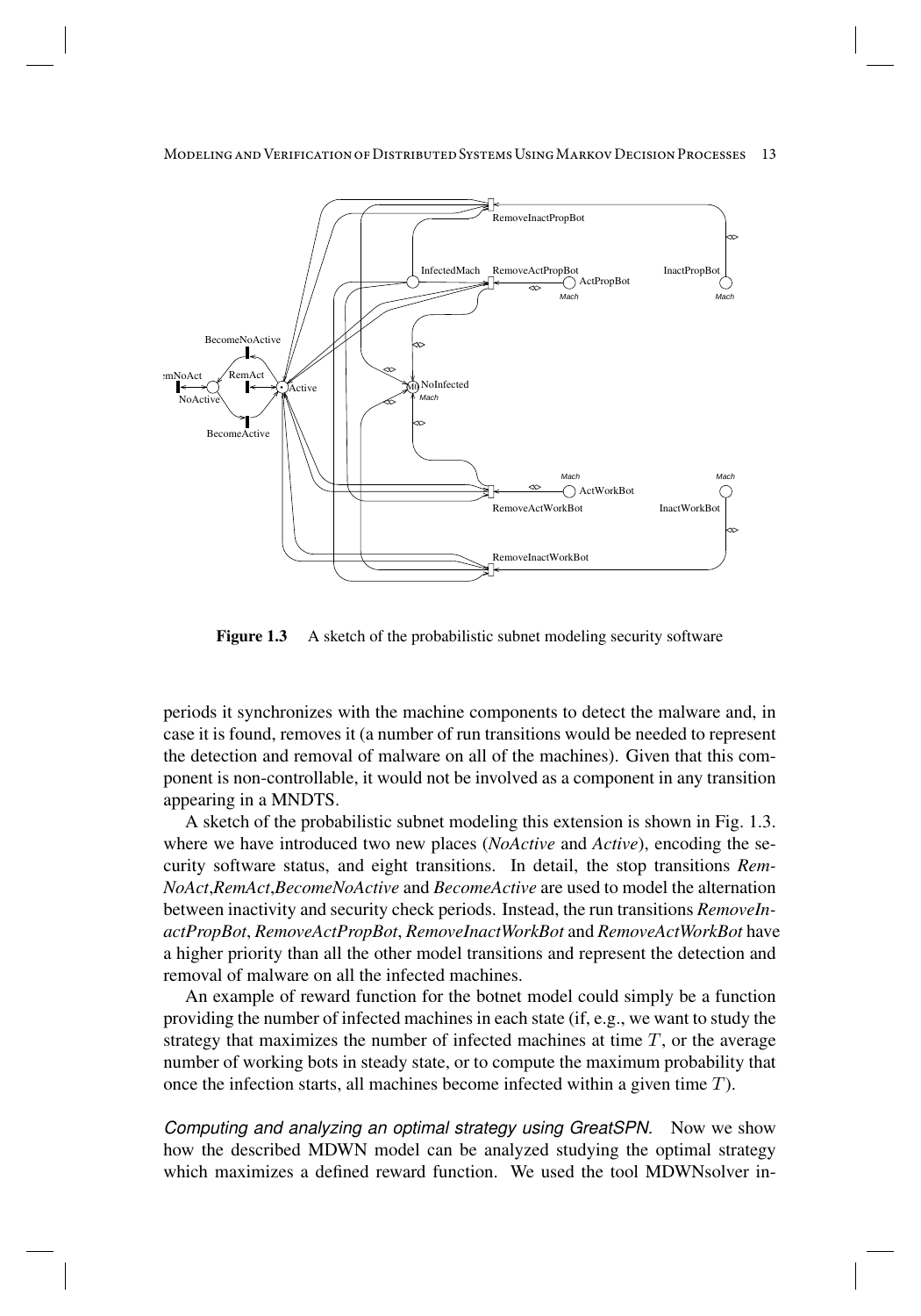**Figure 1.3** A sketch of the probabilistic subnet modeling security software

periods it synchronizes with the machine components to detect the malware and, in case it is found, removes it (a number of run transitions would be needed to represent the detection and removal of malware on all of the machines). Given that this component is non-controllable, it would not be involved as a component in any transition appearing in a MNDTS.

A sketch of the probabilistic subnet modeling this extension is shown in Fig. 1.3. where we have introduced two new places (*NoActive* and *Active*), encoding the security software status, and eight transitions. In detail, the stop transitions *RemNoAct*,*RemAct*,*BecomeNoActive* and *BecomeActive* are used to model the alternation between inactivity and security check periods. Instead, the run transitions *RemoveInactPropBot*, *RemoveActPropBot*, *RemoveInactWorkBot* and *RemoveActWorkBot* have a higher priority than all the other model transitions and represent the detection and removal of malware on all the infected machines.

An example of reward function for the botnet model could simply be a function providing the number of infected machines in each state (if, e.g., we want to study the strategy that maximizes the number of infected machines at time $T$, or the average number of working bots in steady state, or to compute the maximum probability that once the infection starts, all machines become infected within a given time $T$).

*Computing and analyzing an optimal strategy using GreatSPN.* Now we show how the described MDWN model can be analyzed studying the optimal strategy which maximizes a defined reward function. We used the tool MDWNsolver in-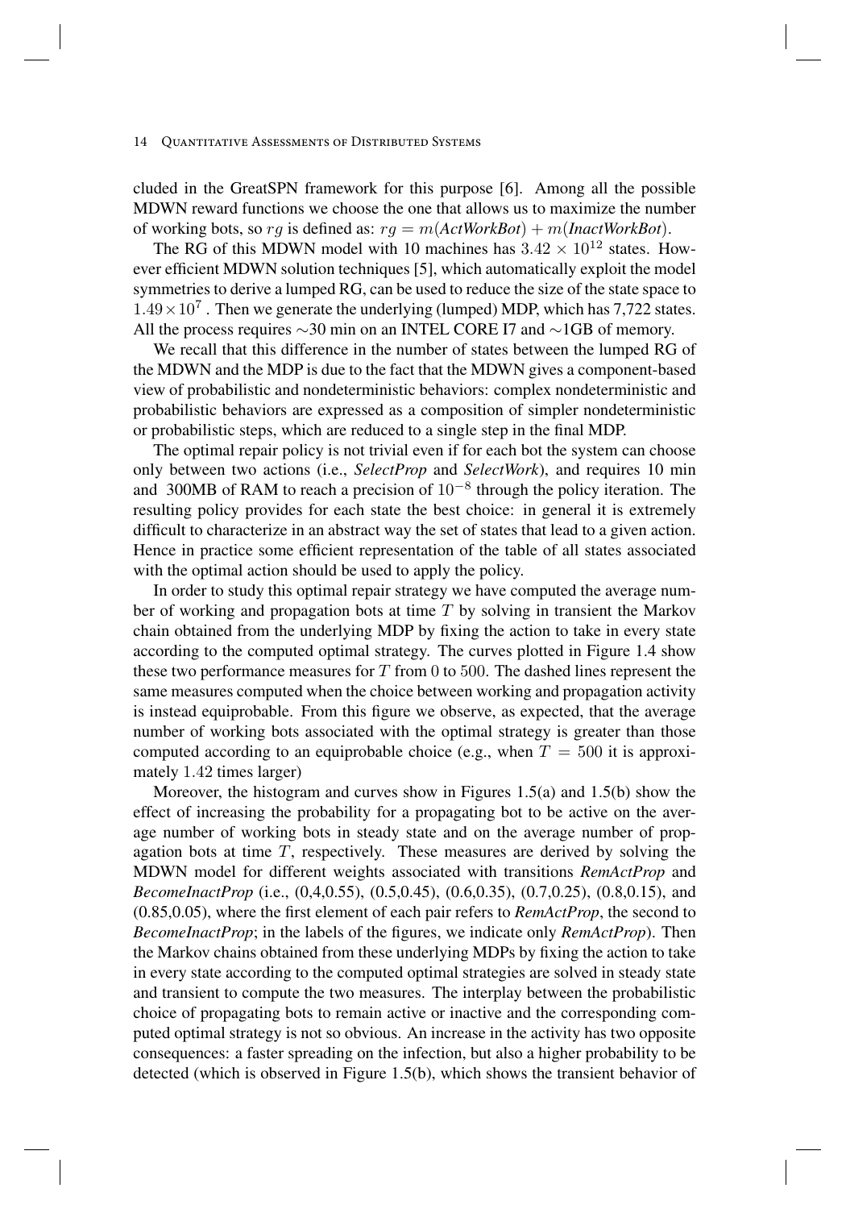cluded in the GreatSPN framework for this purpose [6]. Among all the possible MDWN reward functions we choose the one that allows us to maximize the number of working bots, so $rg$ is defined as: $rg = m(\textit{ActWorkBot}) + m(\textit{InactWorkBot})$.

The RG of this MDWN model with 10 machines has $3.42 \times 10^{12}$ states. However efficient MDWN solution techniques [5], which automatically exploit the model symmetries to derive a lumped RG, can be used to reduce the size of the state space to $1.49 \times 10^{7}$ . Then we generate the underlying (lumped) MDP, which has 7,722 states. All the process requires ∼30 min on an INTEL CORE I7 and ∼1GB of memory.

We recall that this difference in the number of states between the lumped RG of the MDWN and the MDP is due to the fact that the MDWN gives a component-based view of probabilistic and nondeterministic behaviors: complex nondeterministic and probabilistic behaviors are expressed as a composition of simpler nondeterministic or probabilistic steps, which are reduced to a single step in the final MDP.

The optimal repair policy is not trivial even if for each bot the system can choose only between two actions (i.e., *SelectProp* and *SelectWork*), and requires 10 min and 300MB of RAM to reach a precision of $10^{-8}$ through the policy iteration. The resulting policy provides for each state the best choice: in general it is extremely difficult to characterize in an abstract way the set of states that lead to a given action. Hence in practice some efficient representation of the table of all states associated with the optimal action should be used to apply the policy.

In order to study this optimal repair strategy we have computed the average number of working and propagation bots at time $T$ by solving in transient the Markov chain obtained from the underlying MDP by fixing the action to take in every state according to the computed optimal strategy. The curves plotted in Figure 1.4 show these two performance measures for $T$ from $0$ to $500$. The dashed lines represent the same measures computed when the choice between working and propagation activity is instead equiprobable. From this figure we observe, as expected, that the average number of working bots associated with the optimal strategy is greater than those computed according to an equiprobable choice (e.g., when $T = 500$ it is approximately $1.42$ times larger)

Moreover, the histogram and curves show in Figures 1.5(a) and 1.5(b) show the effect of increasing the probability for a propagating bot to be active on the average number of working bots in steady state and on the average number of propagation bots at time $T$, respectively. These measures are derived by solving the MDWN model for different weights associated with transitions *RemActProp* and *BecomeInactProp* (i.e., (0,4,0.55), (0.5,0.45), (0.6,0.35), (0.7,0.25), (0.8,0.15), and (0.85,0.05), where the first element of each pair refers to *RemActProp*, the second to *BecomeInactProp*; in the labels of the figures, we indicate only *RemActProp*). Then the Markov chains obtained from these underlying MDPs by fixing the action to take in every state according to the computed optimal strategies are solved in steady state and transient to compute the two measures. The interplay between the probabilistic choice of propagating bots to remain active or inactive and the corresponding computed optimal strategy is not so obvious. An increase in the activity has two opposite consequences: a faster spreading on the infection, but also a higher probability to be detected (which is observed in Figure 1.5(b), which shows the transient behavior of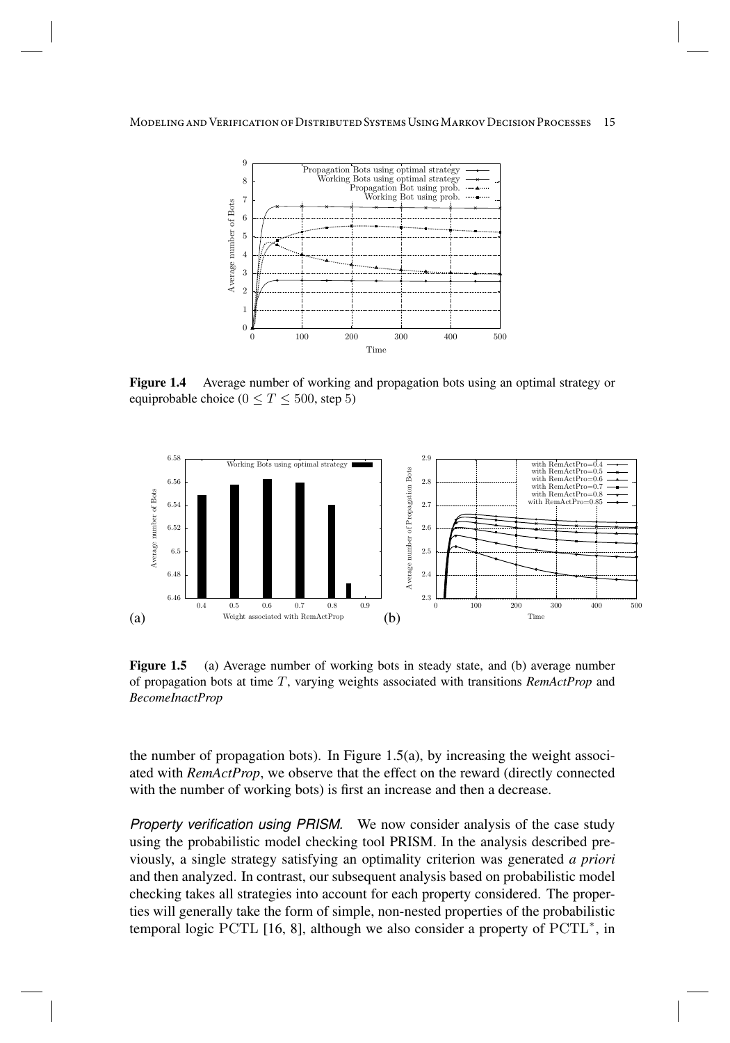**Figure 1.4** Average number of working and propagation bots using an optimal strategy or equiprobable choice ($0 \leq T \leq 500$, step 5)

**Figure 1.5** (a) Average number of working bots in steady state, and (b) average number of propagation bots at time $T$, varying weights associated with transitions *RemActProp* and *BecomeInactProp*

the number of propagation bots). In Figure 1.5(a), by increasing the weight associated with *RemActProp*, we observe that the effect on the reward (directly connected with the number of working bots) is first an increase and then a decrease.

*Property verification using PRISM.* We now consider analysis of the case study using the probabilistic model checking tool PRISM. In the analysis described previously, a single strategy satisfying an optimality criterion was generated *a priori* and then analyzed. In contrast, our subsequent analysis based on probabilistic model checking takes all strategies into account for each property considered. The properties will generally take the form of simple, non-nested properties of the probabilistic temporal logic PCTL [16, 8], although we also consider a property of $\mathrm{PCTL}^*$, in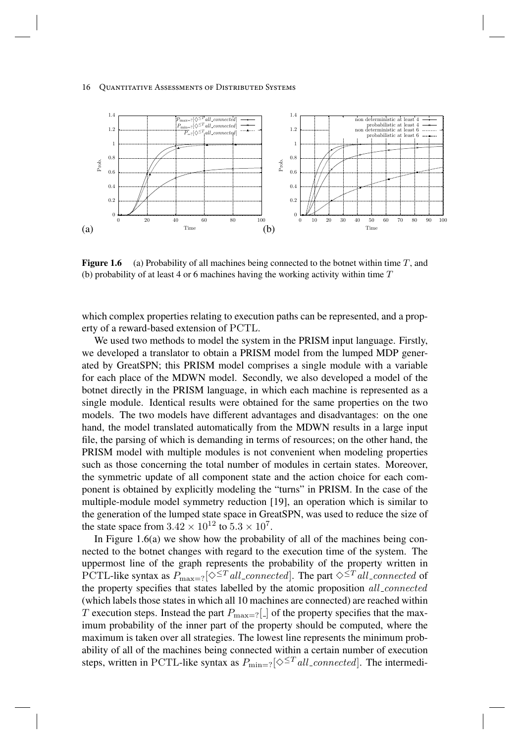**Figure 1.6** (a) Probability of all machines being connected to the botnet within time $T$, and (b) probability of at least 4 or 6 machines having the working activity within time $T$

which complex properties relating to execution paths can be represented, and a property of a reward-based extension of PCTL.

We used two methods to model the system in the PRISM input language. Firstly, we developed a translator to obtain a PRISM model from the lumped MDP generated by GreatSPN; this PRISM model comprises a single module with a variable for each place of the MDWN model. Secondly, we also developed a model of the botnet directly in the PRISM language, in which each machine is represented as a single module. Identical results were obtained for the same properties on the two models. The two models have different advantages and disadvantages: on the one hand, the model translated automatically from the MDWN results in a large input file, the parsing of which is demanding in terms of resources; on the other hand, the PRISM model with multiple modules is not convenient when modeling properties such as those concerning the total number of modules in certain states. Moreover, the symmetric update of all component state and the action choice for each component is obtained by explicitly modeling the "turns" in PRISM. In the case of the multiple-module model symmetry reduction [19], an operation which is similar to the generation of the lumped state space in GreatSPN, was used to reduce the size of the state space from $3.42 \times 10^{12}$ to $5.3 \times 10^{7}$.

In Figure 1.6(a) we show how the probability of all of the machines being connected to the botnet changes with regard to the execution time of the system. The uppermost line of the graph represents the probability of the property written in PCTL-like syntax as $P_{\max=?}[\Diamond^{\leq T} all\_connected]$. The part $\Diamond^{\leq T} all\_connected$ of the property specifies that states labelled by the atomic proposition $all\_connected$ (which labels those states in which all 10 machines are connected) are reached within $T$ execution steps. Instead the part $P_{\max=?}[\_]$ of the property specifies that the maximum probability of the inner part of the property should be computed, where the maximum is taken over all strategies. The lowest line represents the minimum probability of all of the machines being connected within a certain number of execution steps, written in PCTL-like syntax as $P_{\min=?}[\Diamond^{\leq T} all\_connected]$. The intermedi-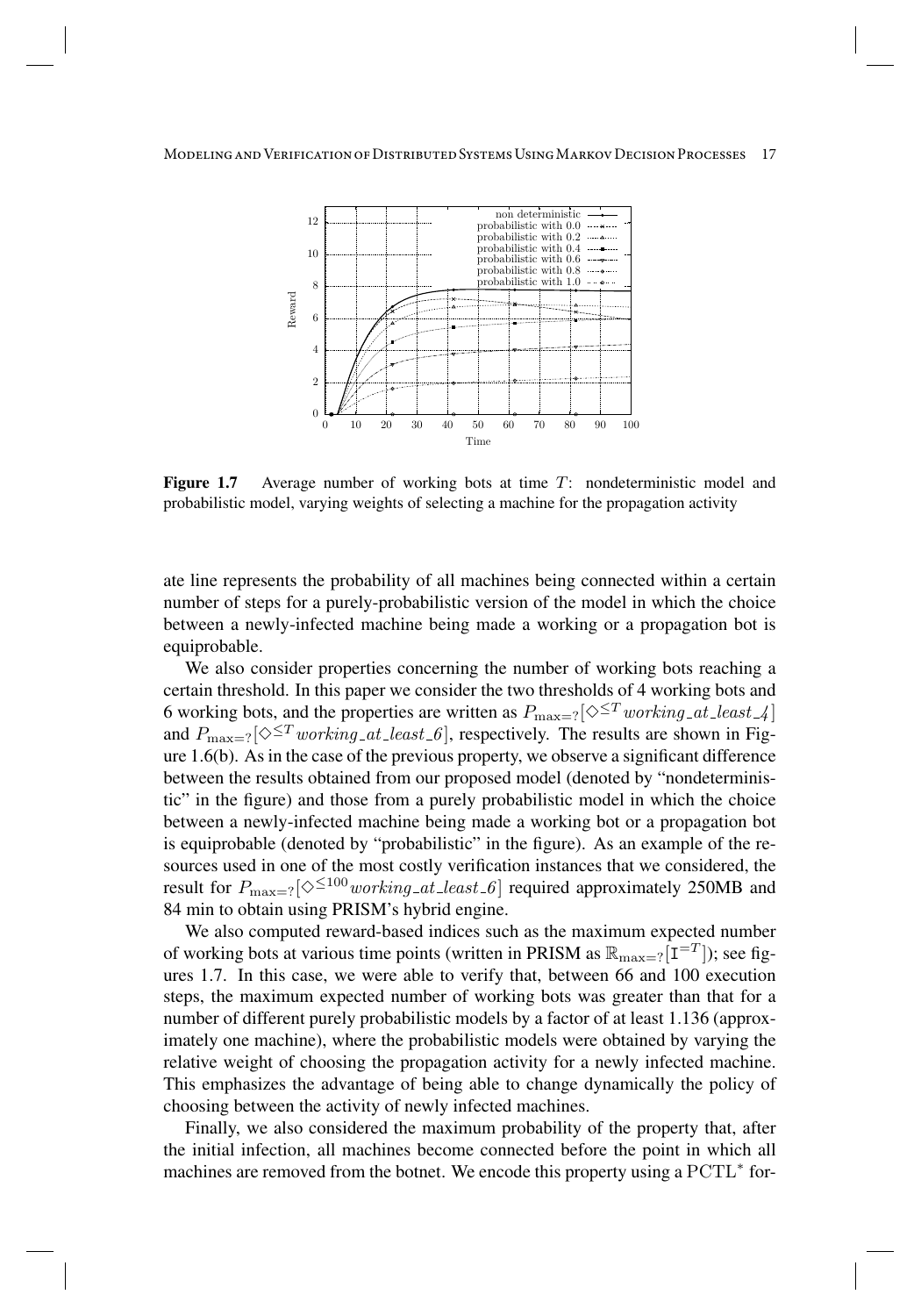**Figure 1.7** Average number of working bots at time $T$: nondeterministic model and probabilistic model, varying weights of selecting a machine for the propagation activity

ate line represents the probability of all machines being connected within a certain number of steps for a purely-probabilistic version of the model in which the choice between a newly-infected machine being made a working or a propagation bot is equiprobable.

We also consider properties concerning the number of working bots reaching a certain threshold. In this paper we consider the two thresholds of 4 working bots and 6 working bots, and the properties are written as $P_{\max=?}[\Diamond^{\leq T} \mathit{working\_at\_least\_4}]$ and $P_{\max=?}[\Diamond^{\leq T} \mathit{working\_at\_least\_6}]$, respectively. The results are shown in Figure 1.6(b). As in the case of the previous property, we observe a significant difference between the results obtained from our proposed model (denoted by "nondeterministic" in the figure) and those from a purely probabilistic model in which the choice between a newly-infected machine being made a working bot or a propagation bot is equiprobable (denoted by "probabilistic" in the figure). As an example of the resources used in one of the most costly verification instances that we considered, the result for $P_{\max=?}[\Diamond^{\leq 100} \mathit{working\_at\_least\_6}]$ required approximately 250MB and 84 min to obtain using PRISM's hybrid engine.

We also computed reward-based indices such as the maximum expected number of working bots at various time points (written in PRISM as $\mathbb{R}_{\max=?}[\mathtt{I}^{=T}]$); see figures 1.7. In this case, we were able to verify that, between 66 and 100 execution steps, the maximum expected number of working bots was greater than that for a number of different purely probabilistic models by a factor of at least 1.136 (approximately one machine), where the probabilistic models were obtained by varying the relative weight of choosing the propagation activity for a newly infected machine. This emphasizes the advantage of being able to change dynamically the policy of choosing between the activity of newly infected machines.

Finally, we also considered the maximum probability of the property that, after the initial infection, all machines become connected before the point in which all machines are removed from the botnet. We encode this property using a $\mathrm{PCTL}^*$ for-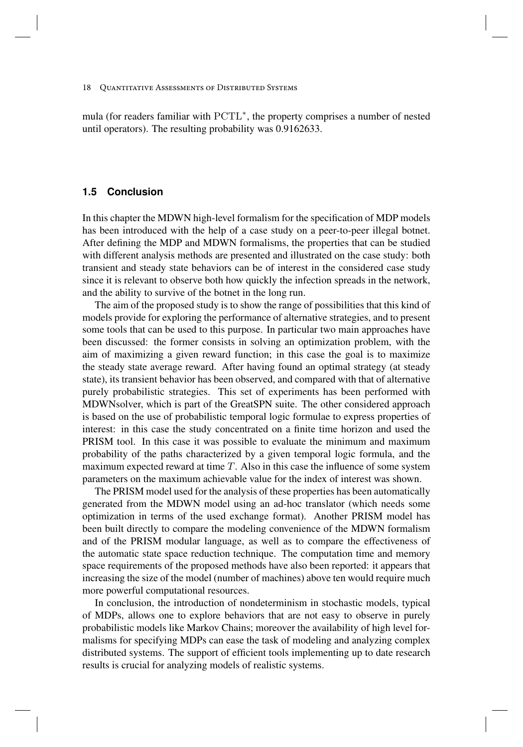mula (for readers familiar with $\mathrm{PCTL}^*$, the property comprises a number of nested until operators). The resulting probability was 0.9162633.

## 1.5 Conclusion

In this chapter the MDWN high-level formalism for the specification of MDP models has been introduced with the help of a case study on a peer-to-peer illegal botnet. After defining the MDP and MDWN formalisms, the properties that can be studied with different analysis methods are presented and illustrated on the case study: both transient and steady state behaviors can be of interest in the considered case study since it is relevant to observe both how quickly the infection spreads in the network, and the ability to survive of the botnet in the long run.

The aim of the proposed study is to show the range of possibilities that this kind of models provide for exploring the performance of alternative strategies, and to present some tools that can be used to this purpose. In particular two main approaches have been discussed: the former consists in solving an optimization problem, with the aim of maximizing a given reward function; in this case the goal is to maximize the steady state average reward. After having found an optimal strategy (at steady state), its transient behavior has been observed, and compared with that of alternative purely probabilistic strategies. This set of experiments has been performed with MDWNsolver, which is part of the GreatSPN suite. The other considered approach is based on the use of probabilistic temporal logic formulae to express properties of interest: in this case the study concentrated on a finite time horizon and used the PRISM tool. In this case it was possible to evaluate the minimum and maximum probability of the paths characterized by a given temporal logic formula, and the maximum expected reward at time $T$. Also in this case the influence of some system parameters on the maximum achievable value for the index of interest was shown.

The PRISM model used for the analysis of these properties has been automatically generated from the MDWN model using an ad-hoc translator (which needs some optimization in terms of the used exchange format). Another PRISM model has been built directly to compare the modeling convenience of the MDWN formalism and of the PRISM modular language, as well as to compare the effectiveness of the automatic state space reduction technique. The computation time and memory space requirements of the proposed methods have also been reported: it appears that increasing the size of the model (number of machines) above ten would require much more powerful computational resources.

In conclusion, the introduction of nondeterminism in stochastic models, typical of MDPs, allows one to explore behaviors that are not easy to observe in purely probabilistic models like Markov Chains; moreover the availability of high level formalisms for specifying MDPs can ease the task of modeling and analyzing complex distributed systems. The support of efficient tools implementing up to date research results is crucial for analyzing models of realistic systems.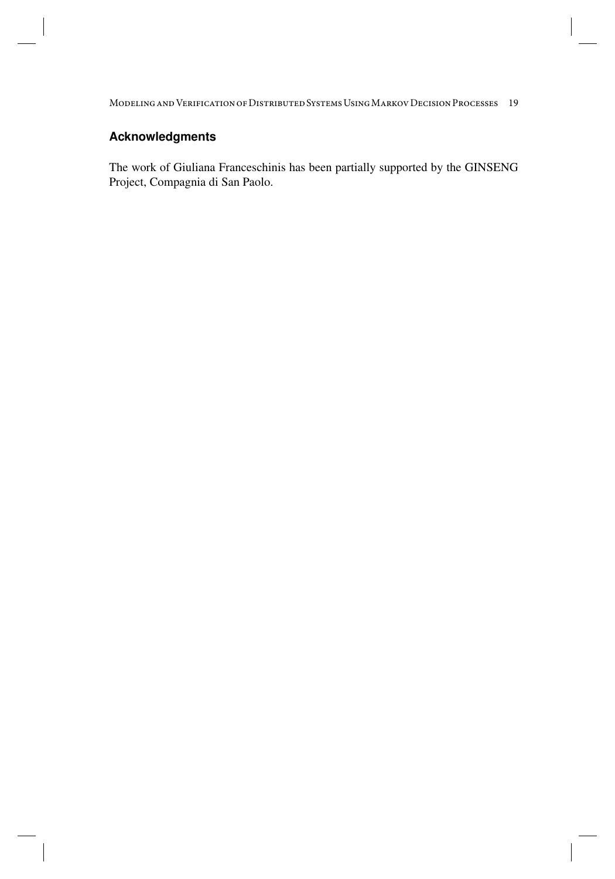## Acknowledgments

The work of Giuliana Franceschinis has been partially supported by the GINSENG Project, Compagnia di San Paolo.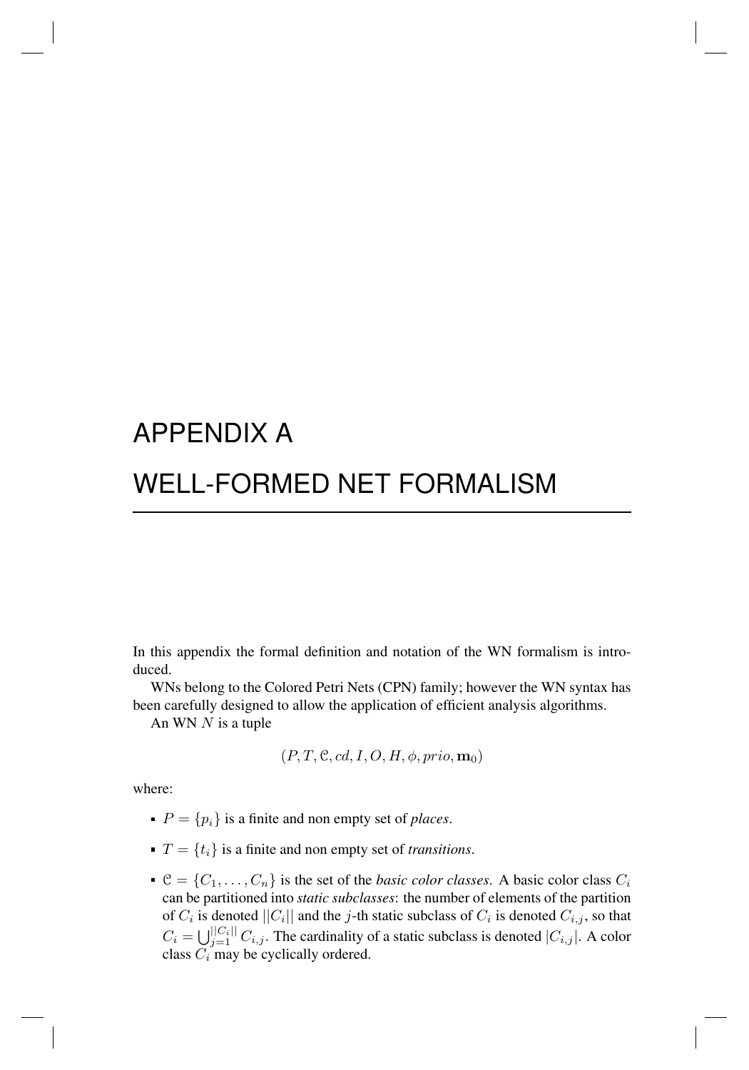# APPENDIX A

# WELL-FORMED NET FORMALISM

In this appendix the formal definition and notation of the WN formalism is introduced.

WNs belong to the Colored Petri Nets (CPN) family; however the WN syntax has been carefully designed to allow the application of efficient analysis algorithms.

An WN $N$ is a tuple

$$(P, T, \mathcal{C}, cd, I, O, H, \phi, prio, \mathbf{m}_0)$$

where:

- $P = \{p_i\}$ is a finite and non empty set of *places*.
- $T = \{t_i\}$ is a finite and non empty set of *transitions*.
- $\mathcal{C} = \{C_1, \ldots, C_n\}$ is the set of the *basic color classes*. A basic color class $C_i$ can be partitioned into *static subclasses*: the number of elements of the partition of $C_i$ is denoted $||C_i||$ and the $j$-th static subclass of $C_i$ is denoted $C_{i,j}$, so that $C_i = \bigcup_{j=1}^{||C_i||} C_{i,j}$. The cardinality of a static subclass is denoted $|C_{i,j}|$. A color class $C_i$ may be cyclically ordered.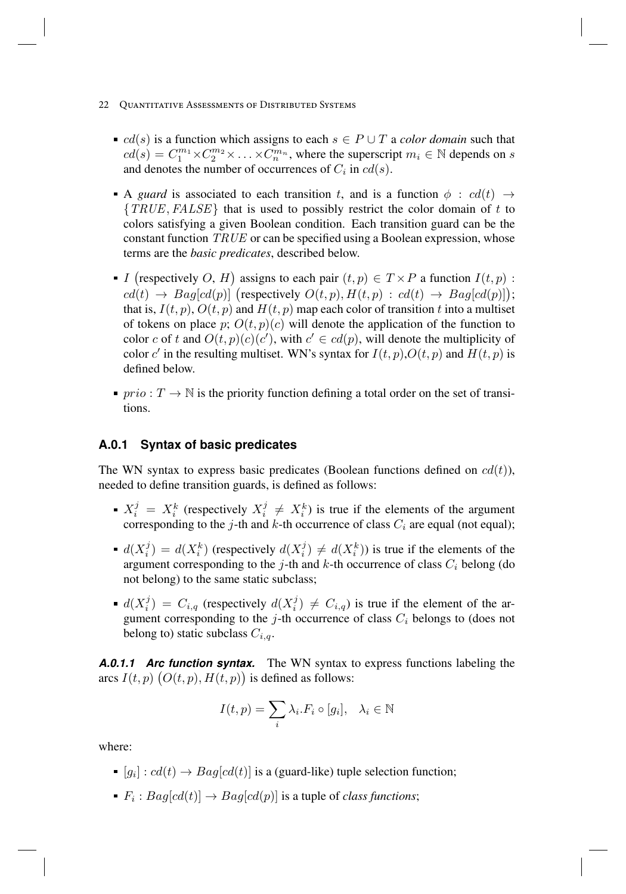- $cd(s)$ is a function which assigns to each $s \in P \cup T$ a *color domain* such that $cd(s) = C_1^{m_1} \times C_2^{m_2} \times \ldots \times C_n^{m_n}$, where the superscript $m_i \in \mathbb{N}$ depends on $s$ and denotes the number of occurrences of $C_i$ in $cd(s)$.
- A *guard* is associated to each transition $t$, and is a function $\phi : cd(t) \rightarrow \{TRUE, FALSE\}$ that is used to possibly restrict the color domain of $t$ to colors satisfying a given Boolean condition. Each transition guard can be the constant function $TRUE$ or can be specified using a Boolean expression, whose terms are the *basic predicates*, described below.
- $I$ (respectively $O$, $H$) assigns to each pair $(t, p) \in T \times P$ a function $I(t, p) : cd(t) \rightarrow Bag[cd(p)]$ (respectively $O(t, p), H(t, p) : cd(t) \rightarrow Bag[cd(p)]$); that is, $I(t, p)$, $O(t, p)$ and $H(t, p)$ map each color of transition $t$ into a multiset of tokens on place $p$; $O(t, p)(c)$ will denote the application of the function to color $c$ of $t$ and $O(t, p)(c)(c')$, with $c' \in cd(p)$, will denote the multiplicity of color $c'$ in the resulting multiset. WN's syntax for $I(t, p)$,$O(t, p)$ and $H(t, p)$ is defined below.
- $prio : T \rightarrow \mathbb{N}$ is the priority function defining a total order on the set of transitions.

### A.0.1 Syntax of basic predicates

The WN syntax to express basic predicates (Boolean functions defined on $cd(t)$), needed to define transition guards, is defined as follows:

- $X_i^j = X_i^k$ (respectively $X_i^j \neq X_i^k$) is true if the elements of the argument corresponding to the $j$-th and $k$-th occurrence of class $C_i$ are equal (not equal);
- $d(X_i^j) = d(X_i^k)$ (respectively $d(X_i^j) \neq d(X_i^k)$) is true if the elements of the argument corresponding to the $j$-th and $k$-th occurrence of class $C_i$ belong (do not belong) to the same static subclass;
- $d(X_i^j) = C_{i,q}$ (respectively $d(X_i^j) \neq C_{i,q}$) is true if the element of the argument corresponding to the $j$-th occurrence of class $C_i$ belongs to (does not belong to) static subclass $C_{i,q}$.

***A.0.1.1 Arc function syntax.*** The WN syntax to express functions labeling the arcs $I(t, p)$ $(O(t, p), H(t, p))$ is defined as follows:

$$I(t, p) = \sum_i \lambda_i . F_i \circ [g_i], \quad \lambda_i \in \mathbb{N}$$

where:

- $[g_i] : cd(t) \rightarrow Bag[cd(t)]$ is a (guard-like) tuple selection function;
- $F_i : Bag[cd(t)] \rightarrow Bag[cd(p)]$ is a tuple of *class functions*;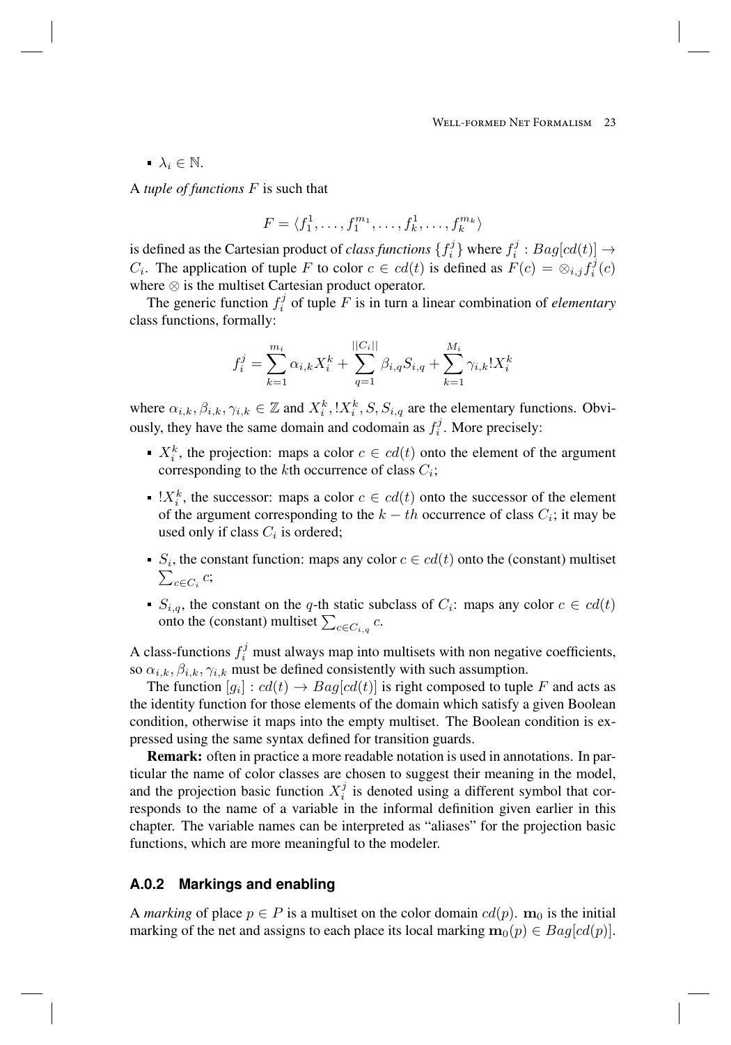- $\lambda_i \in \mathbb{N}$.

A *tuple of functions* $F$ is such that

$$F = \langle f_1^1, \ldots, f_1^{m_1}, \ldots, f_k^1, \ldots, f_k^{m_k} \rangle$$

is defined as the Cartesian product of *class functions* $\{f_i^j\}$ where $f_i^j : Bag[cd(t)] \rightarrow C_i$. The application of tuple $F$ to color $c \in cd(t)$ is defined as $F(c) = \otimes_{i,j} f_i^j(c)$ where $\otimes$ is the multiset Cartesian product operator.

The generic function $f_i^j$ of tuple $F$ is in turn a linear combination of *elementary* class functions, formally:

$$f_i^j = \sum_{k=1}^{m_i} \alpha_{i,k} X_i^k + \sum_{q=1}^{||C_i||} \beta_{i,q} S_{i,q} + \sum_{k=1}^{M_i} \gamma_{i,k} !X_i^k$$

where $\alpha_{i,k}, \beta_{i,k}, \gamma_{i,k} \in \mathbb{Z}$ and $X_i^k, !X_i^k, S, S_{i,q}$ are the elementary functions. Obviously, they have the same domain and codomain as $f_i^j$. More precisely:

- $X_i^k$, the projection: maps a color $c \in cd(t)$ onto the element of the argument corresponding to the $k$th occurrence of class $C_i$;
- $!X_i^k$, the successor: maps a color $c \in cd(t)$ onto the successor of the element of the argument corresponding to the $k - th$ occurrence of class $C_i$; it may be used only if class $C_i$ is ordered;
- $S_i$, the constant function: maps any color $c \in cd(t)$ onto the (constant) multiset $\sum_{c \in C_i} c$;
- $S_{i,q}$, the constant on the $q$-th static subclass of $C_i$: maps any color $c \in cd(t)$ onto the (constant) multiset $\sum_{c \in C_{i,q}} c$.

A class-functions $f_i^j$ must always map into multisets with non negative coefficients, so $\alpha_{i,k}, \beta_{i,k}, \gamma_{i,k}$ must be defined consistently with such assumption.

The function $[g_i] : cd(t) \rightarrow Bag[cd(t)]$ is right composed to tuple $F$ and acts as the identity function for those elements of the domain which satisfy a given Boolean condition, otherwise it maps into the empty multiset. The Boolean condition is expressed using the same syntax defined for transition guards.

**Remark:** often in practice a more readable notation is used in annotations. In particular the name of color classes are chosen to suggest their meaning in the model, and the projection basic function $X_i^j$ is denoted using a different symbol that corresponds to the name of a variable in the informal definition given earlier in this chapter. The variable names can be interpreted as "aliases" for the projection basic functions, which are more meaningful to the modeler.

### A.0.2 Markings and enabling

A *marking* of place $p \in P$ is a multiset on the color domain $cd(p)$. $\mathbf{m}_0$ is the initial marking of the net and assigns to each place its local marking $\mathbf{m}_0(p) \in Bag[cd(p)]$.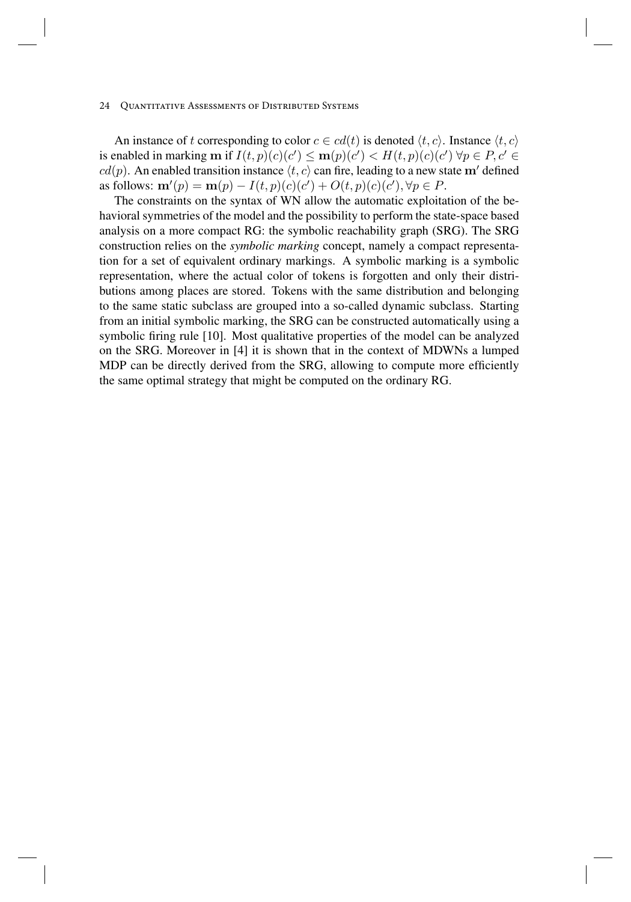An instance of $t$ corresponding to color $c \in cd(t)$ is denoted $\langle t, c \rangle$. Instance $\langle t, c \rangle$ is enabled in marking $\mathbf{m}$ if $I(t,p)(c)(c') \leq \mathbf{m}(p)(c') < H(t,p)(c)(c')\ \forall p \in P, c' \in cd(p)$. An enabled transition instance $\langle t, c \rangle$ can fire, leading to a new state $\mathbf{m}'$ defined as follows: $\mathbf{m}'(p) = \mathbf{m}(p) - I(t,p)(c)(c') + O(t,p)(c)(c'), \forall p \in P$.

The constraints on the syntax of WN allow the automatic exploitation of the behavioral symmetries of the model and the possibility to perform the state-space based analysis on a more compact RG: the symbolic reachability graph (SRG). The SRG construction relies on the *symbolic marking* concept, namely a compact representation for a set of equivalent ordinary markings. A symbolic marking is a symbolic representation, where the actual color of tokens is forgotten and only their distributions among places are stored. Tokens with the same distribution and belonging to the same static subclass are grouped into a so-called dynamic subclass. Starting from an initial symbolic marking, the SRG can be constructed automatically using a symbolic firing rule [10]. Most qualitative properties of the model can be analyzed on the SRG. Moreover in [4] it is shown that in the context of MDWNs a lumped MDP can be directly derived from the SRG, allowing to compute more efficiently the same optimal strategy that might be computed on the ordinary RG.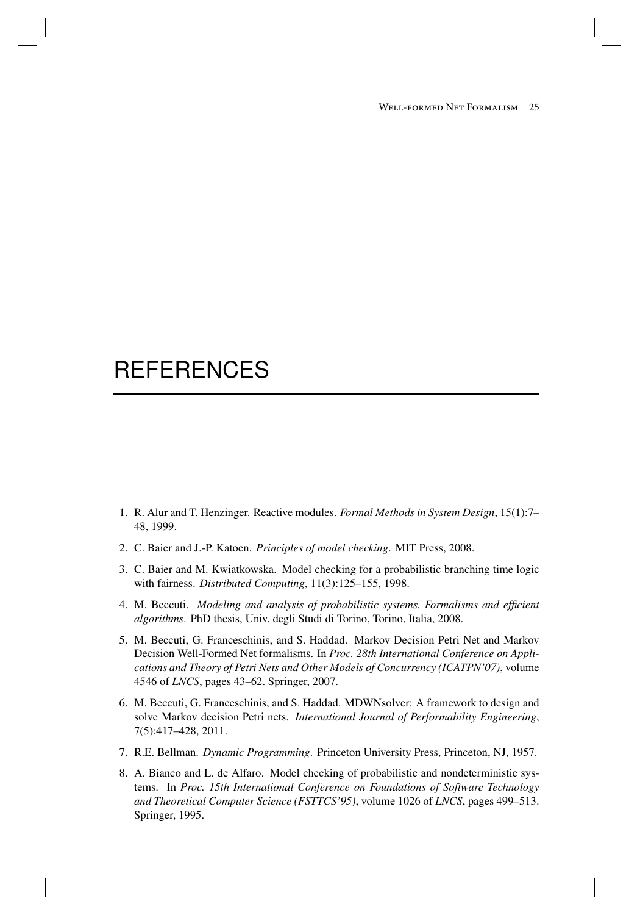# REFERENCES

1. R. Alur and T. Henzinger. Reactive modules. *Formal Methods in System Design*, 15(1):7–48, 1999.
2. C. Baier and J.-P. Katoen. *Principles of model checking*. MIT Press, 2008.
3. C. Baier and M. Kwiatkowska. Model checking for a probabilistic branching time logic with fairness. *Distributed Computing*, 11(3):125–155, 1998.
4. M. Beccuti. *Modeling and analysis of probabilistic systems. Formalisms and efficient algorithms*. PhD thesis, Univ. degli Studi di Torino, Torino, Italia, 2008.
5. M. Beccuti, G. Franceschinis, and S. Haddad. Markov Decision Petri Net and Markov Decision Well-Formed Net formalisms. In *Proc. 28th International Conference on Applications and Theory of Petri Nets and Other Models of Concurrency (ICATPN'07)*, volume 4546 of *LNCS*, pages 43–62. Springer, 2007.
6. M. Beccuti, G. Franceschinis, and S. Haddad. MDWNsolver: A framework to design and solve Markov decision Petri nets. *International Journal of Performability Engineering*, 7(5):417–428, 2011.
7. R.E. Bellman. *Dynamic Programming*. Princeton University Press, Princeton, NJ, 1957.
8. A. Bianco and L. de Alfaro. Model checking of probabilistic and nondeterministic systems. In *Proc. 15th International Conference on Foundations of Software Technology and Theoretical Computer Science (FSTTCS'95)*, volume 1026 of *LNCS*, pages 499–513. Springer, 1995.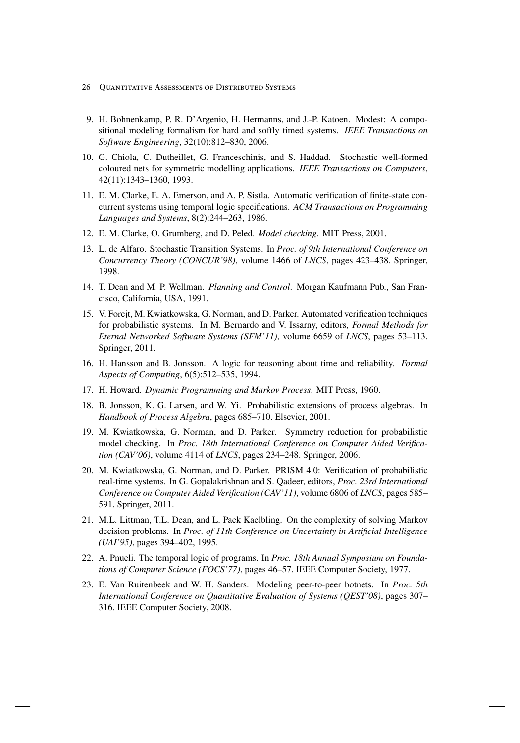9. H. Bohnenkamp, P. R. D'Argenio, H. Hermanns, and J.-P. Katoen. Modest: A compositional modeling formalism for hard and softly timed systems. *IEEE Transactions on Software Engineering*, 32(10):812–830, 2006.

10. G. Chiola, C. Dutheillet, G. Franceschinis, and S. Haddad. Stochastic well-formed coloured nets for symmetric modelling applications. *IEEE Transactions on Computers*, 42(11):1343–1360, 1993.

11. E. M. Clarke, E. A. Emerson, and A. P. Sistla. Automatic verification of finite-state concurrent systems using temporal logic specifications. *ACM Transactions on Programming Languages and Systems*, 8(2):244–263, 1986.

12. E. M. Clarke, O. Grumberg, and D. Peled. *Model checking*. MIT Press, 2001.

13. L. de Alfaro. Stochastic Transition Systems. In *Proc. of 9th International Conference on Concurrency Theory (CONCUR'98)*, volume 1466 of *LNCS*, pages 423–438. Springer, 1998.

14. T. Dean and M. P. Wellman. *Planning and Control*. Morgan Kaufmann Pub., San Francisco, California, USA, 1991.

15. V. Forejt, M. Kwiatkowska, G. Norman, and D. Parker. Automated verification techniques for probabilistic systems. In M. Bernardo and V. Issarny, editors, *Formal Methods for Eternal Networked Software Systems (SFM'11)*, volume 6659 of *LNCS*, pages 53–113. Springer, 2011.

16. H. Hansson and B. Jonsson. A logic for reasoning about time and reliability. *Formal Aspects of Computing*, 6(5):512–535, 1994.

17. H. Howard. *Dynamic Programming and Markov Process*. MIT Press, 1960.

18. B. Jonsson, K. G. Larsen, and W. Yi. Probabilistic extensions of process algebras. In *Handbook of Process Algebra*, pages 685–710. Elsevier, 2001.

19. M. Kwiatkowska, G. Norman, and D. Parker. Symmetry reduction for probabilistic model checking. In *Proc. 18th International Conference on Computer Aided Verification (CAV'06)*, volume 4114 of *LNCS*, pages 234–248. Springer, 2006.

20. M. Kwiatkowska, G. Norman, and D. Parker. PRISM 4.0: Verification of probabilistic real-time systems. In G. Gopalakrishnan and S. Qadeer, editors, *Proc. 23rd International Conference on Computer Aided Verification (CAV'11)*, volume 6806 of *LNCS*, pages 585–591. Springer, 2011.

21. M.L. Littman, T.L. Dean, and L. Pack Kaelbling. On the complexity of solving Markov decision problems. In *Proc. of 11th Conference on Uncertainty in Artificial Intelligence (UAI'95)*, pages 394–402, 1995.

22. A. Pnueli. The temporal logic of programs. In *Proc. 18th Annual Symposium on Foundations of Computer Science (FOCS'77)*, pages 46–57. IEEE Computer Society, 1977.

23. E. Van Ruitenbeek and W. H. Sanders. Modeling peer-to-peer botnets. In *Proc. 5th International Conference on Quantitative Evaluation of Systems (QEST'08)*, pages 307–316. IEEE Computer Society, 2008.